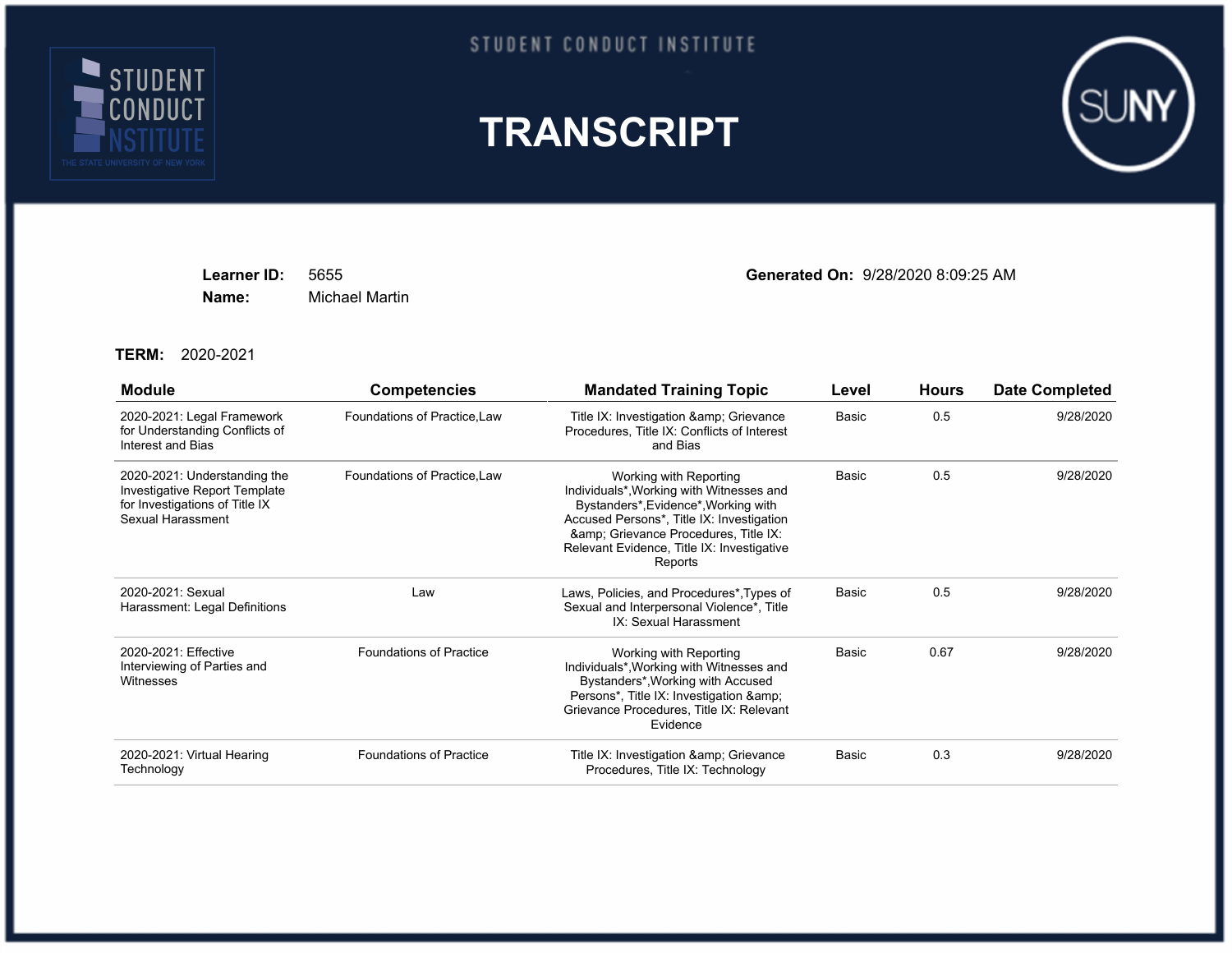STUDENT CONDUCT INSTITUTE

# TRANSCRIPT

**Learner ID:** 5655

**Name:** Michael Martin

**Generated On:** 9/28/2020 8:09:25 AM

**TERM:** 2020-2021

| Module | Competencies | Mandated Training Topic | Level | Hours | Date Completed |
|---|---|---|---|---|---|
| 2020-2021: Legal Framework for Understanding Conflicts of Interest and Bias | Foundations of Practice,Law | Title IX: Investigation &amp; Grievance Procedures, Title IX: Conflicts of Interest and Bias | Basic | 0.5 | 9/28/2020 |
| 2020-2021: Understanding the Investigative Report Template for Investigations of Title IX Sexual Harassment | Foundations of Practice,Law | Working with Reporting Individuals*,Working with Witnesses and Bystanders*,Evidence*,Working with Accused Persons*, Title IX: Investigation &amp; Grievance Procedures, Title IX: Relevant Evidence, Title IX: Investigative Reports | Basic | 0.5 | 9/28/2020 |
| 2020-2021: Sexual Harassment: Legal Definitions | Law | Laws, Policies, and Procedures*,Types of Sexual and Interpersonal Violence*, Title IX: Sexual Harassment | Basic | 0.5 | 9/28/2020 |
| 2020-2021: Effective Interviewing of Parties and Witnesses | Foundations of Practice | Working with Reporting Individuals*,Working with Witnesses and Bystanders*,Working with Accused Persons*, Title IX: Investigation &amp; Grievance Procedures, Title IX: Relevant Evidence | Basic | 0.67 | 9/28/2020 |
| 2020-2021: Virtual Hearing Technology | Foundations of Practice | Title IX: Investigation &amp; Grievance Procedures, Title IX: Technology | Basic | 0.3 | 9/28/2020 |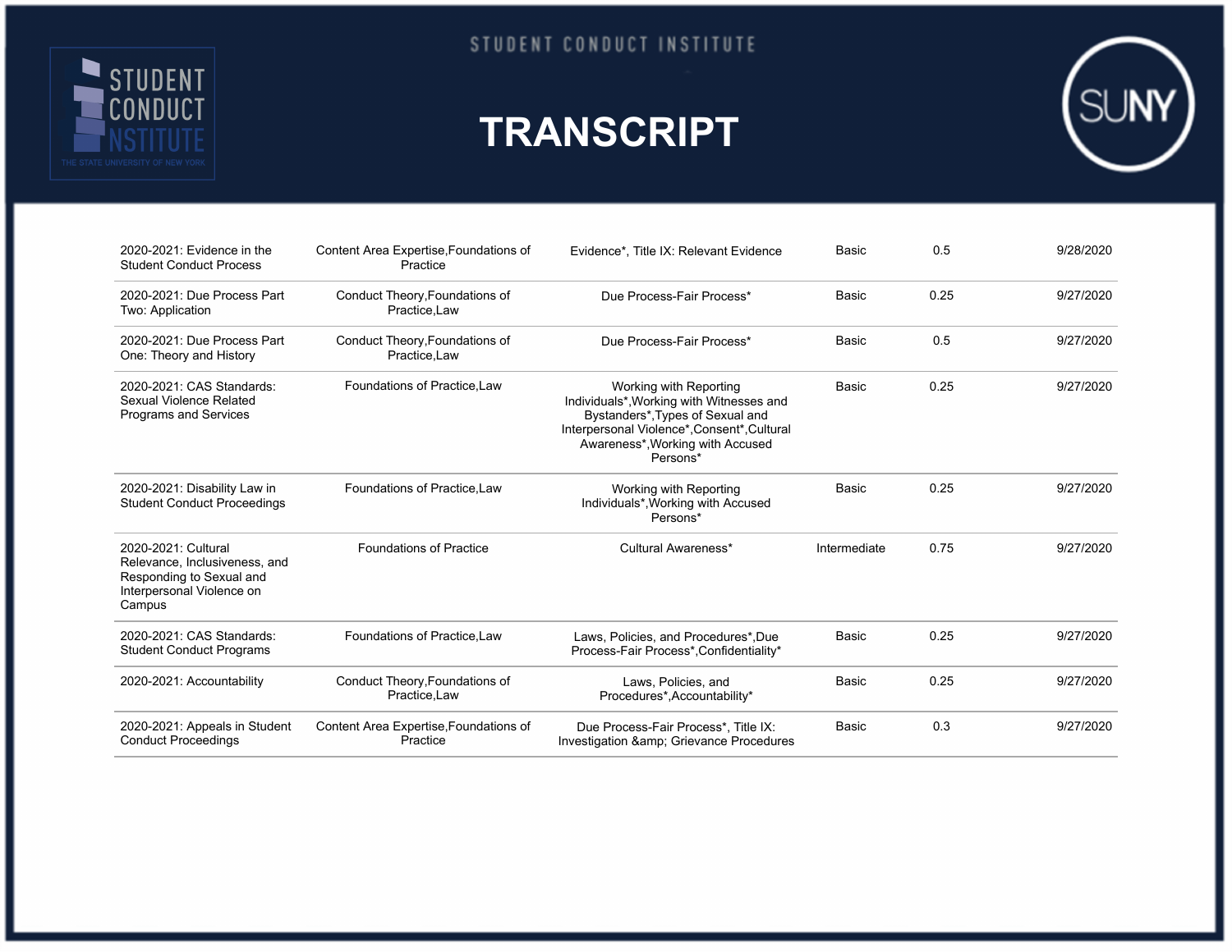# TRANSCRIPT

| | | | | | |
|---|---|---|---|---|---|
| 2020-2021: Evidence in the Student Conduct Process | Content Area Expertise,Foundations of Practice | Evidence*, Title IX: Relevant Evidence | Basic | 0.5 | 9/28/2020 |
| 2020-2021: Due Process Part Two: Application | Conduct Theory,Foundations of Practice,Law | Due Process-Fair Process* | Basic | 0.25 | 9/27/2020 |
| 2020-2021: Due Process Part One: Theory and History | Conduct Theory,Foundations of Practice,Law | Due Process-Fair Process* | Basic | 0.5 | 9/27/2020 |
| 2020-2021: CAS Standards: Sexual Violence Related Programs and Services | Foundations of Practice,Law | Working with Reporting Individuals*,Working with Witnesses and Bystanders*,Types of Sexual and Interpersonal Violence*,Consent*,Cultural Awareness*,Working with Accused Persons* | Basic | 0.25 | 9/27/2020 |
| 2020-2021: Disability Law in Student Conduct Proceedings | Foundations of Practice,Law | Working with Reporting Individuals*,Working with Accused Persons* | Basic | 0.25 | 9/27/2020 |
| 2020-2021: Cultural Relevance, Inclusiveness, and Responding to Sexual and Interpersonal Violence on Campus | Foundations of Practice | Cultural Awareness* | Intermediate | 0.75 | 9/27/2020 |
| 2020-2021: CAS Standards: Student Conduct Programs | Foundations of Practice,Law | Laws, Policies, and Procedures*,Due Process-Fair Process*,Confidentiality* | Basic | 0.25 | 9/27/2020 |
| 2020-2021: Accountability | Conduct Theory,Foundations of Practice,Law | Laws, Policies, and Procedures*,Accountability* | Basic | 0.25 | 9/27/2020 |
| 2020-2021: Appeals in Student Conduct Proceedings | Content Area Expertise,Foundations of Practice | Due Process-Fair Process*, Title IX: Investigation &amp; Grievance Procedures | Basic | 0.3 | 9/27/2020 |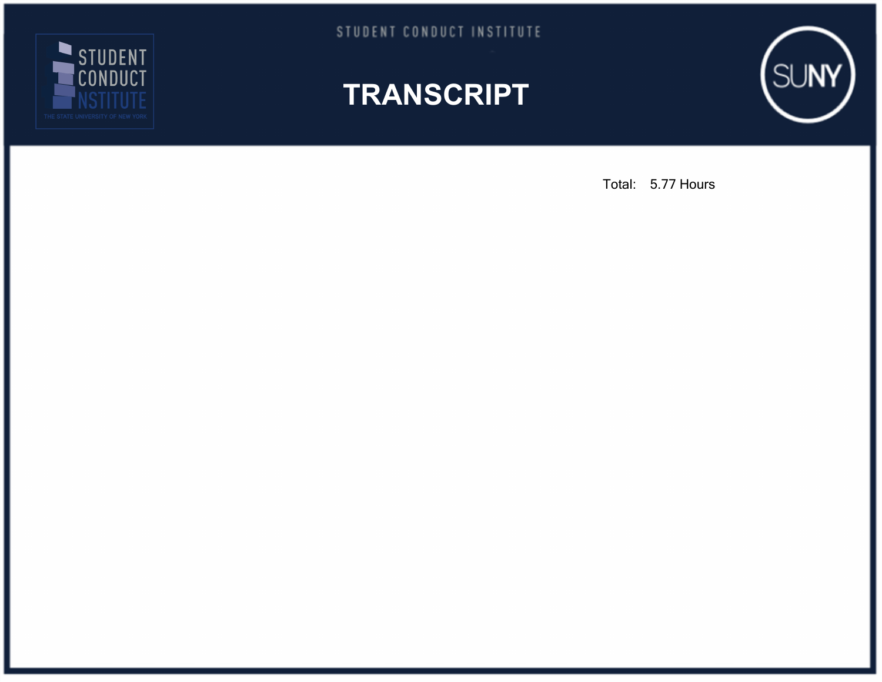STUDENT CONDUCT INSTITUTE

# TRANSCRIPT

Total: 5.77 Hours